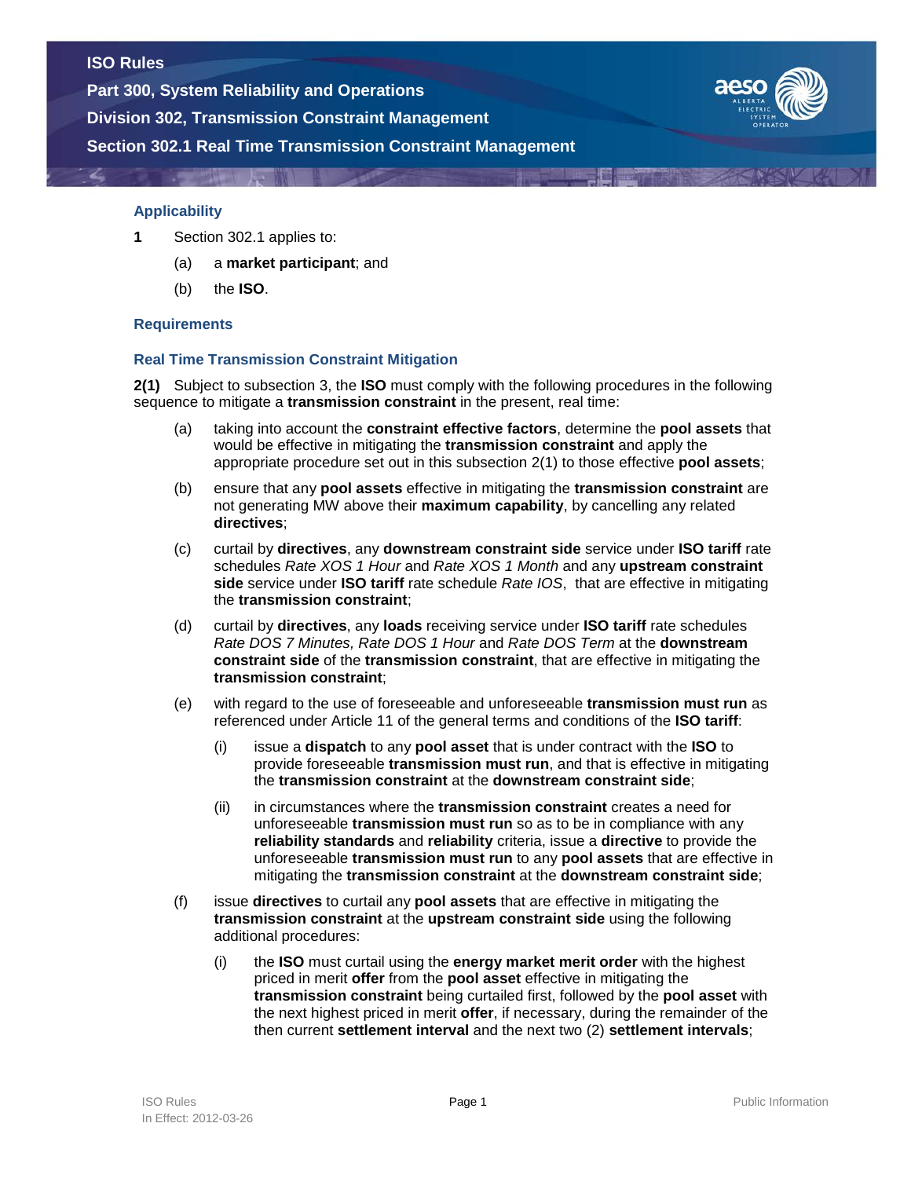# ISO Rules

## Part 300, System Reliability and Operations

## Division 302, Transmission Constraint Management

## Section 302.1 Real Time Transmission Constraint Management

### Applicability

**1** Section 302.1 applies to:

(a) a **market participant**; and

(b) the **ISO**.

### Requirements

### Real Time Transmission Constraint Mitigation

**2(1)** Subject to subsection 3, the **ISO** must comply with the following procedures in the following sequence to mitigate a **transmission constraint** in the present, real time:

(a) taking into account the **constraint effective factors**, determine the **pool assets** that would be effective in mitigating the **transmission constraint** and apply the appropriate procedure set out in this subsection 2(1) to those effective **pool assets**;

(b) ensure that any **pool assets** effective in mitigating the **transmission constraint** are not generating MW above their **maximum capability**, by cancelling any related **directives**;

(c) curtail by **directives**, any **downstream constraint side** service under **ISO tariff** rate schedules *Rate XOS 1 Hour* and *Rate XOS 1 Month* and any **upstream constraint side** service under **ISO tariff** rate schedule *Rate IOS*, that are effective in mitigating the **transmission constraint**;

(d) curtail by **directives**, any **loads** receiving service under **ISO tariff** rate schedules *Rate DOS 7 Minutes, Rate DOS 1 Hour* and *Rate DOS Term* at the **downstream constraint side** of the **transmission constraint**, that are effective in mitigating the **transmission constraint**;

(e) with regard to the use of foreseeable and unforeseeable **transmission must run** as referenced under Article 11 of the general terms and conditions of the **ISO tariff**:

(i) issue a **dispatch** to any **pool asset** that is under contract with the **ISO** to provide foreseeable **transmission must run**, and that is effective in mitigating the **transmission constraint** at the **downstream constraint side**;

(ii) in circumstances where the **transmission constraint** creates a need for unforeseeable **transmission must run** so as to be in compliance with any **reliability standards** and **reliability** criteria, issue a **directive** to provide the unforeseeable **transmission must run** to any **pool assets** that are effective in mitigating the **transmission constraint** at the **downstream constraint side**;

(f) issue **directives** to curtail any **pool assets** that are effective in mitigating the **transmission constraint** at the **upstream constraint side** using the following additional procedures:

(i) the **ISO** must curtail using the **energy market merit order** with the highest priced in merit **offer** from the **pool asset** effective in mitigating the **transmission constraint** being curtailed first, followed by the **pool asset** with the next highest priced in merit **offer**, if necessary, during the remainder of the then current **settlement interval** and the next two (2) **settlement intervals**;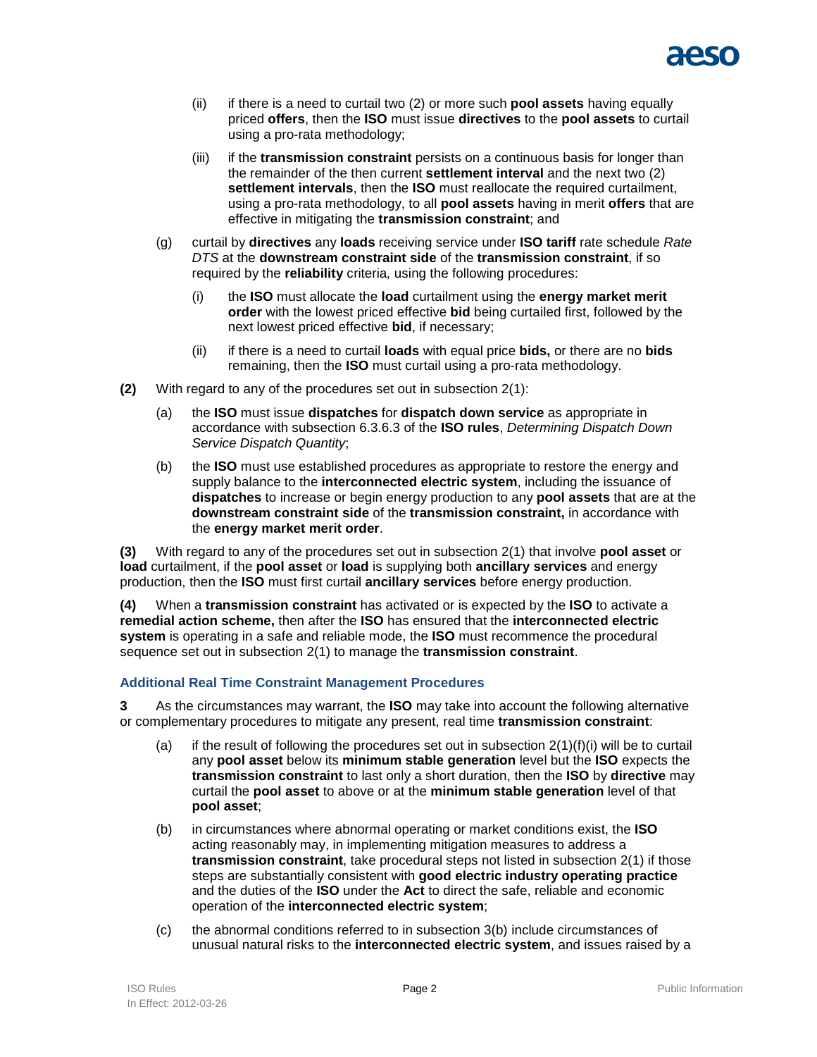(ii) if there is a need to curtail two (2) or more such **pool assets** having equally priced **offers**, then the **ISO** must issue **directives** to the **pool assets** to curtail using a pro-rata methodology;

(iii) if the **transmission constraint** persists on a continuous basis for longer than the remainder of the then current **settlement interval** and the next two (2) **settlement intervals**, then the **ISO** must reallocate the required curtailment, using a pro-rata methodology, to all **pool assets** having in merit **offers** that are effective in mitigating the **transmission constraint**; and

(g) curtail by **directives** any **loads** receiving service under **ISO tariff** rate schedule *Rate DTS* at the **downstream constraint side** of the **transmission constraint**, if so required by the **reliability** criteria*,* using the following procedures:

(i) the **ISO** must allocate the **load** curtailment using the **energy market merit order** with the lowest priced effective **bid** being curtailed first, followed by the next lowest priced effective **bid**, if necessary;

(ii) if there is a need to curtail **loads** with equal price **bids,** or there are no **bids** remaining, then the **ISO** must curtail using a pro-rata methodology.

**(2)** With regard to any of the procedures set out in subsection 2(1):

(a) the **ISO** must issue **dispatches** for **dispatch down service** as appropriate in accordance with subsection 6.3.6.3 of the **ISO rules**, *Determining Dispatch Down Service Dispatch Quantity*;

(b) the **ISO** must use established procedures as appropriate to restore the energy and supply balance to the **interconnected electric system**, including the issuance of **dispatches** to increase or begin energy production to any **pool assets** that are at the **downstream constraint side** of the **transmission constraint,** in accordance with the **energy market merit order**.

**(3)** With regard to any of the procedures set out in subsection 2(1) that involve **pool asset** or **load** curtailment, if the **pool asset** or **load** is supplying both **ancillary services** and energy production, then the **ISO** must first curtail **ancillary services** before energy production.

**(4)** When a **transmission constraint** has activated or is expected by the **ISO** to activate a **remedial action scheme,** then after the **ISO** has ensured that the **interconnected electric system** is operating in a safe and reliable mode, the **ISO** must recommence the procedural sequence set out in subsection 2(1) to manage the **transmission constraint**.

### Additional Real Time Constraint Management Procedures

**3** As the circumstances may warrant, the **ISO** may take into account the following alternative or complementary procedures to mitigate any present, real time **transmission constraint**:

(a) if the result of following the procedures set out in subsection 2(1)(f)(i) will be to curtail any **pool asset** below its **minimum stable generation** level but the **ISO** expects the **transmission constraint** to last only a short duration, then the **ISO** by **directive** may curtail the **pool asset** to above or at the **minimum stable generation** level of that **pool asset**;

(b) in circumstances where abnormal operating or market conditions exist, the **ISO** acting reasonably may, in implementing mitigation measures to address a **transmission constraint**, take procedural steps not listed in subsection 2(1) if those steps are substantially consistent with **good electric industry operating practice** and the duties of the **ISO** under the **Act** to direct the safe, reliable and economic operation of the **interconnected electric system**;

(c) the abnormal conditions referred to in subsection 3(b) include circumstances of unusual natural risks to the **interconnected electric system**, and issues raised by a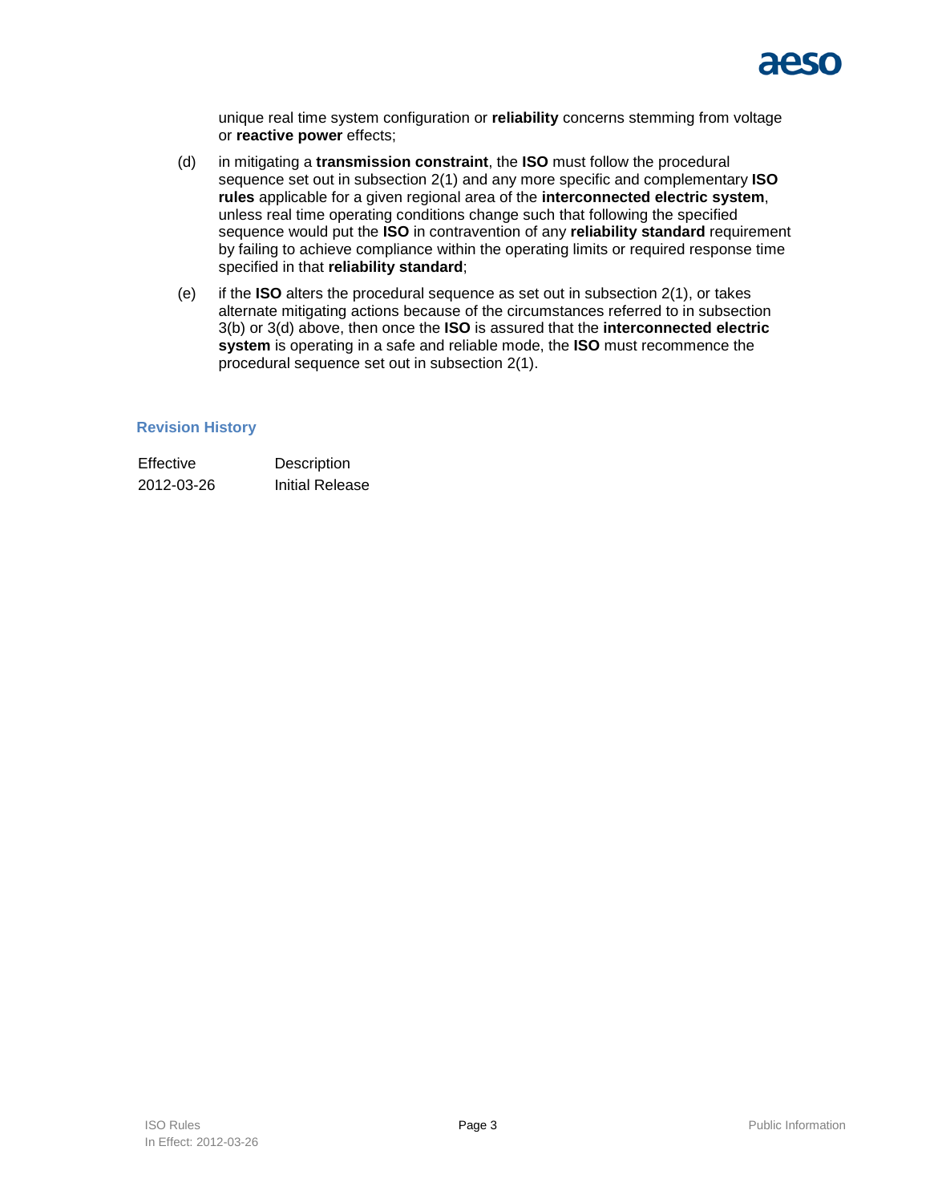unique real time system configuration or **reliability** concerns stemming from voltage or **reactive power** effects;

(d) in mitigating a **transmission constraint**, the **ISO** must follow the procedural sequence set out in subsection 2(1) and any more specific and complementary **ISO rules** applicable for a given regional area of the **interconnected electric system**, unless real time operating conditions change such that following the specified sequence would put the **ISO** in contravention of any **reliability standard** requirement by failing to achieve compliance within the operating limits or required response time specified in that **reliability standard**;

(e) if the **ISO** alters the procedural sequence as set out in subsection 2(1), or takes alternate mitigating actions because of the circumstances referred to in subsection 3(b) or 3(d) above, then once the **ISO** is assured that the **interconnected electric system** is operating in a safe and reliable mode, the **ISO** must recommence the procedural sequence set out in subsection 2(1).

## Revision History

| Effective | Description |
| --- | --- |
| 2012-03-26 | Initial Release |